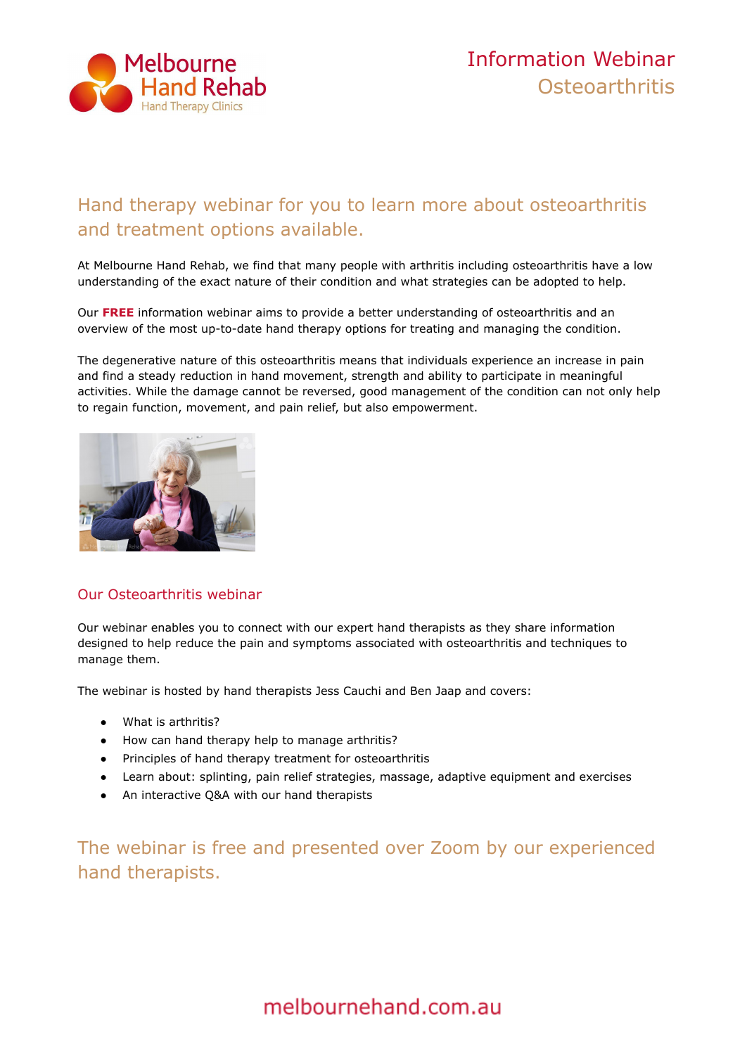Melbourne Hand Rehab
Hand Therapy Clinics

# Information Webinar
# Osteoarthritis

## Hand therapy webinar for you to learn more about osteoarthritis and treatment options available.

At Melbourne Hand Rehab, we find that many people with arthritis including osteoarthritis have a low understanding of the exact nature of their condition and what strategies can be adopted to help.

Our **FREE** information webinar aims to provide a better understanding of osteoarthritis and an overview of the most up-to-date hand therapy options for treating and managing the condition.

The degenerative nature of this osteoarthritis means that individuals experience an increase in pain and find a steady reduction in hand movement, strength and ability to participate in meaningful activities. While the damage cannot be reversed, good management of the condition can not only help to regain function, movement, and pain relief, but also empowerment.

### Our Osteoarthritis webinar

Our webinar enables you to connect with our expert hand therapists as they share information designed to help reduce the pain and symptoms associated with osteoarthritis and techniques to manage them.

The webinar is hosted by hand therapists Jess Cauchi and Ben Jaap and covers:

- What is arthritis?
- How can hand therapy help to manage arthritis?
- Principles of hand therapy treatment for osteoarthritis
- Learn about: splinting, pain relief strategies, massage, adaptive equipment and exercises
- An interactive Q&A with our hand therapists

## The webinar is free and presented over Zoom by our experienced hand therapists.

melbournehand.com.au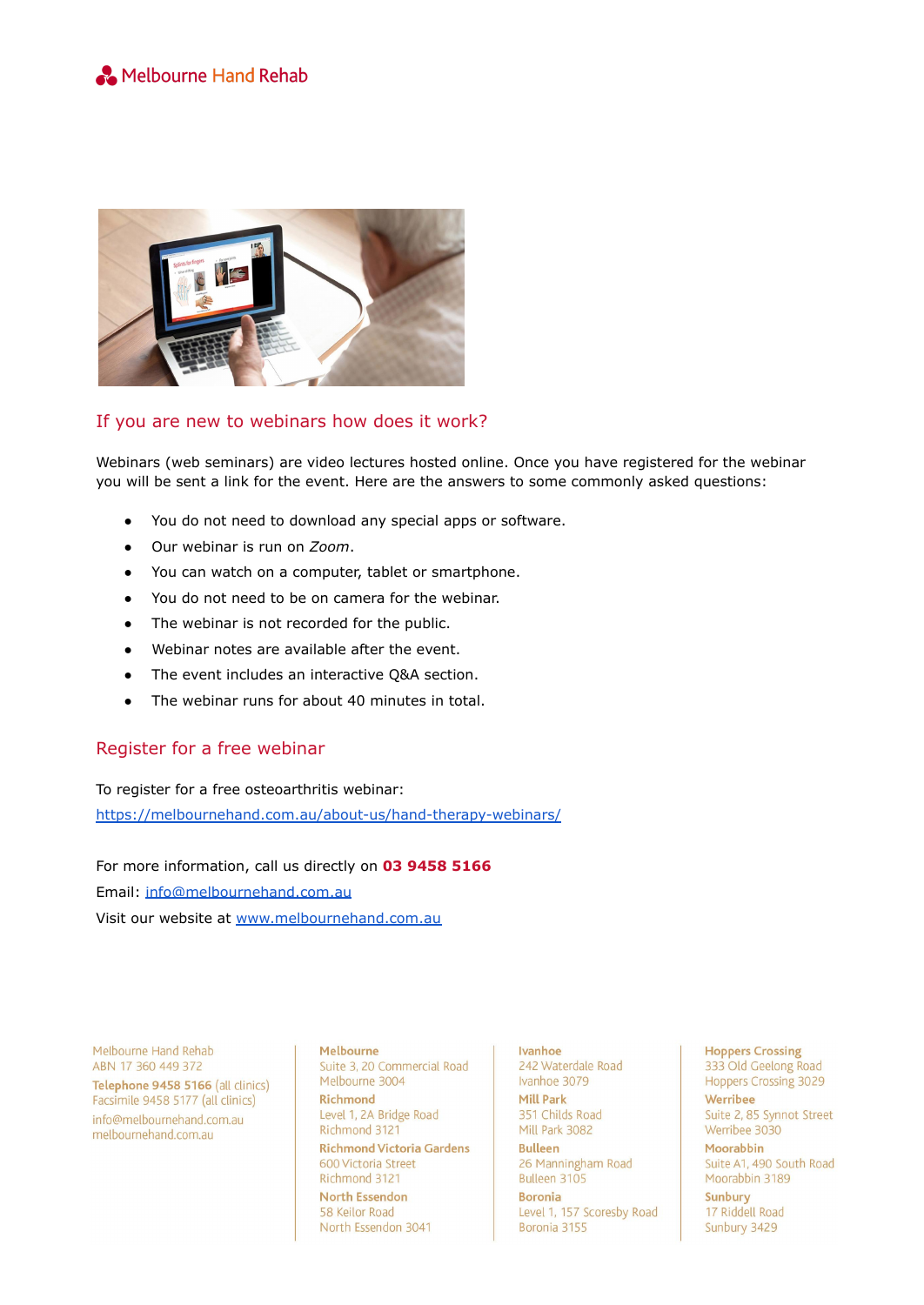## If you are new to webinars how does it work?

Webinars (web seminars) are video lectures hosted online. Once you have registered for the webinar you will be sent a link for the event. Here are the answers to some commonly asked questions:

- You do not need to download any special apps or software.
- Our webinar is run on *Zoom*.
- You can watch on a computer, tablet or smartphone.
- You do not need to be on camera for the webinar.
- The webinar is not recorded for the public.
- Webinar notes are available after the event.
- The event includes an interactive Q&A section.
- The webinar runs for about 40 minutes in total.

## Register for a free webinar

To register for a free osteoarthritis webinar:
https://melbournehand.com.au/about-us/hand-therapy-webinars/

For more information, call us directly on **03 9458 5166**

Email: info@melbournehand.com.au

Visit our website at www.melbournehand.com.au

Melbourne Hand Rehab
ABN 17 360 449 372
**Telephone 9458 5166** (all clinics)
Facsimile 9458 5177 (all clinics)
info@melbournehand.com.au
melbournehand.com.au

**Melbourne**
Suite 3, 20 Commercial Road
Melbourne 3004

**Richmond**
Level 1, 2A Bridge Road
Richmond 3121

**Richmond Victoria Gardens**
600 Victoria Street
Richmond 3121

**North Essendon**
58 Keilor Road
North Essendon 3041

**Ivanhoe**
242 Waterdale Road
Ivanhoe 3079

**Mill Park**
351 Childs Road
Mill Park 3082

**Bulleen**
26 Manningham Road
Bulleen 3105

**Boronia**
Level 1, 157 Scoresby Road
Boronia 3155

**Hoppers Crossing**
333 Old Geelong Road
Hoppers Crossing 3029

**Werribee**
Suite 2, 85 Synnot Street
Werribee 3030

**Moorabbin**
Suite A1, 490 South Road
Moorabbin 3189

**Sunbury**
17 Riddell Road
Sunbury 3429